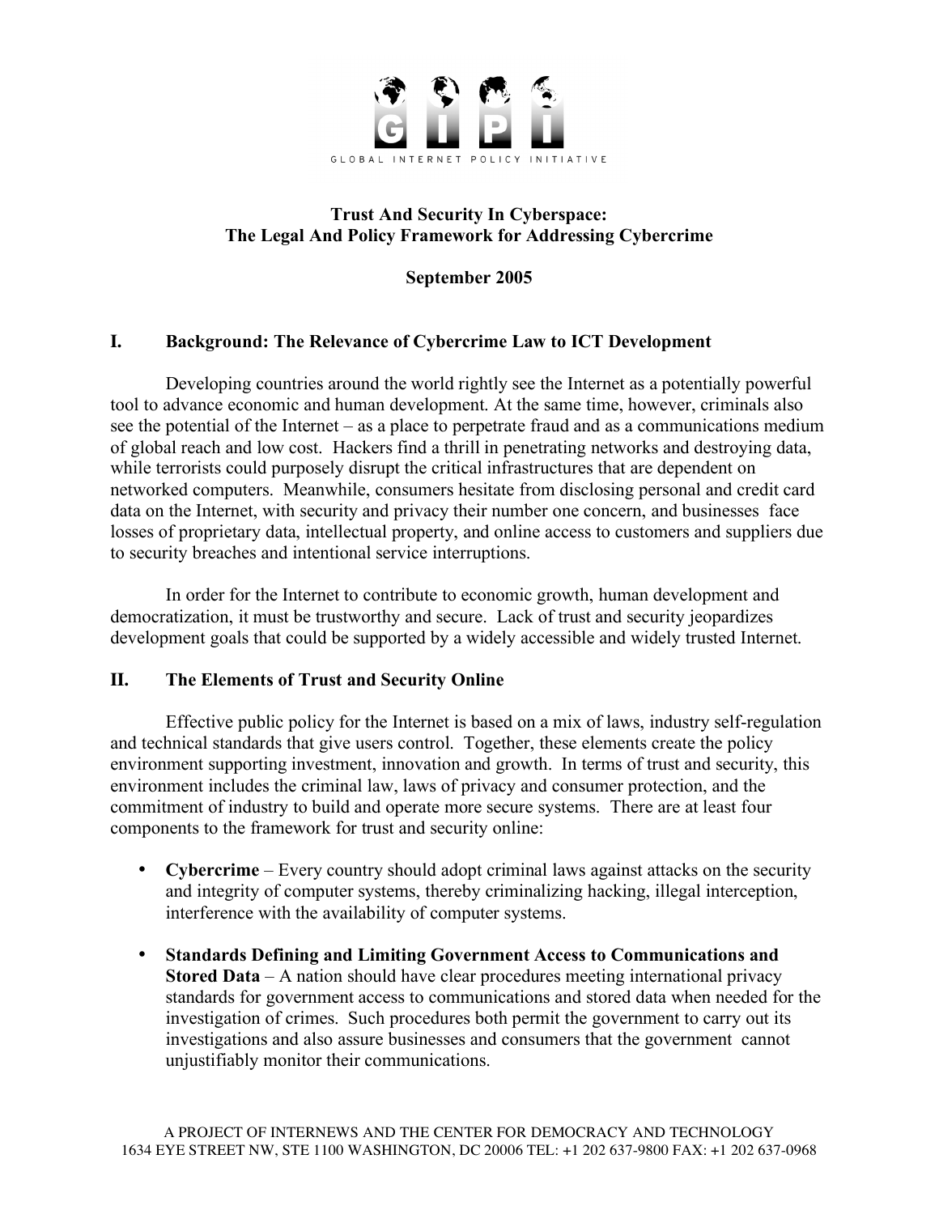GLOBAL INTERNET POLICY INITIATIVE

# Trust And Security In Cyberspace: The Legal And Policy Framework for Addressing Cybercrime

**September 2005**

## I. Background: The Relevance of Cybercrime Law to ICT Development

Developing countries around the world rightly see the Internet as a potentially powerful tool to advance economic and human development. At the same time, however, criminals also see the potential of the Internet – as a place to perpetrate fraud and as a communications medium of global reach and low cost. Hackers find a thrill in penetrating networks and destroying data, while terrorists could purposely disrupt the critical infrastructures that are dependent on networked computers. Meanwhile, consumers hesitate from disclosing personal and credit card data on the Internet, with security and privacy their number one concern, and businesses face losses of proprietary data, intellectual property, and online access to customers and suppliers due to security breaches and intentional service interruptions.

In order for the Internet to contribute to economic growth, human development and democratization, it must be trustworthy and secure. Lack of trust and security jeopardizes development goals that could be supported by a widely accessible and widely trusted Internet.

## II. The Elements of Trust and Security Online

Effective public policy for the Internet is based on a mix of laws, industry self-regulation and technical standards that give users control. Together, these elements create the policy environment supporting investment, innovation and growth. In terms of trust and security, this environment includes the criminal law, laws of privacy and consumer protection, and the commitment of industry to build and operate more secure systems. There are at least four components to the framework for trust and security online:

- **Cybercrime** – Every country should adopt criminal laws against attacks on the security and integrity of computer systems, thereby criminalizing hacking, illegal interception, interference with the availability of computer systems.
- **Standards Defining and Limiting Government Access to Communications and Stored Data** – A nation should have clear procedures meeting international privacy standards for government access to communications and stored data when needed for the investigation of crimes. Such procedures both permit the government to carry out its investigations and also assure businesses and consumers that the government cannot unjustifiably monitor their communications.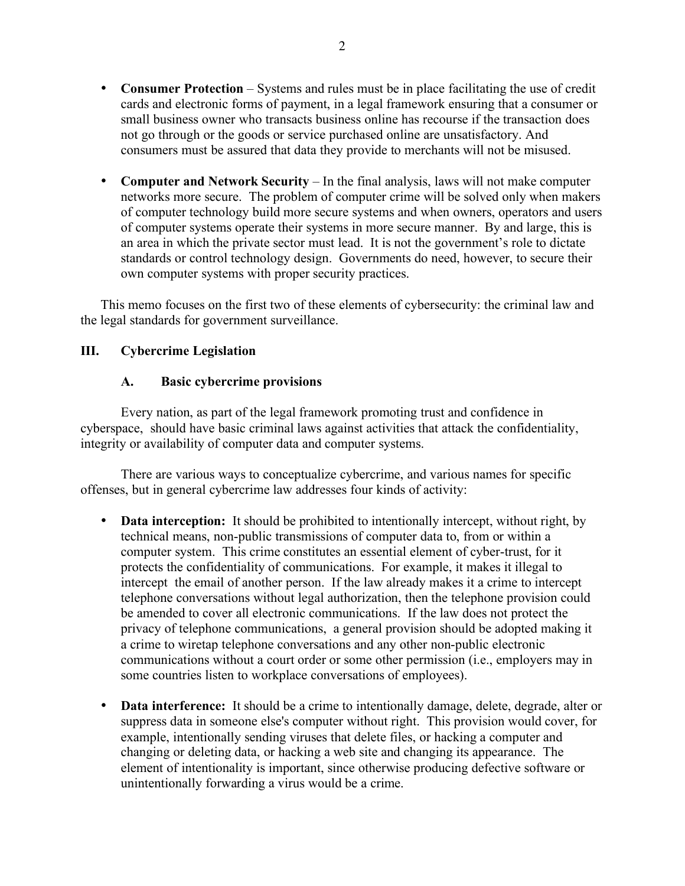- **Consumer Protection** – Systems and rules must be in place facilitating the use of credit cards and electronic forms of payment, in a legal framework ensuring that a consumer or small business owner who transacts business online has recourse if the transaction does not go through or the goods or service purchased online are unsatisfactory. And consumers must be assured that data they provide to merchants will not be misused.

- **Computer and Network Security** – In the final analysis, laws will not make computer networks more secure. The problem of computer crime will be solved only when makers of computer technology build more secure systems and when owners, operators and users of computer systems operate their systems in more secure manner. By and large, this is an area in which the private sector must lead. It is not the government's role to dictate standards or control technology design. Governments do need, however, to secure their own computer systems with proper security practices.

This memo focuses on the first two of these elements of cybersecurity: the criminal law and the legal standards for government surveillance.

## III. Cybercrime Legislation

### A. Basic cybercrime provisions

Every nation, as part of the legal framework promoting trust and confidence in cyberspace, should have basic criminal laws against activities that attack the confidentiality, integrity or availability of computer data and computer systems.

There are various ways to conceptualize cybercrime, and various names for specific offenses, but in general cybercrime law addresses four kinds of activity:

- **Data interception:** It should be prohibited to intentionally intercept, without right, by technical means, non-public transmissions of computer data to, from or within a computer system. This crime constitutes an essential element of cyber-trust, for it protects the confidentiality of communications. For example, it makes it illegal to intercept the email of another person. If the law already makes it a crime to intercept telephone conversations without legal authorization, then the telephone provision could be amended to cover all electronic communications. If the law does not protect the privacy of telephone communications, a general provision should be adopted making it a crime to wiretap telephone conversations and any other non-public electronic communications without a court order or some other permission (i.e., employers may in some countries listen to workplace conversations of employees).

- **Data interference:** It should be a crime to intentionally damage, delete, degrade, alter or suppress data in someone else's computer without right. This provision would cover, for example, intentionally sending viruses that delete files, or hacking a computer and changing or deleting data, or hacking a web site and changing its appearance. The element of intentionality is important, since otherwise producing defective software or unintentionally forwarding a virus would be a crime.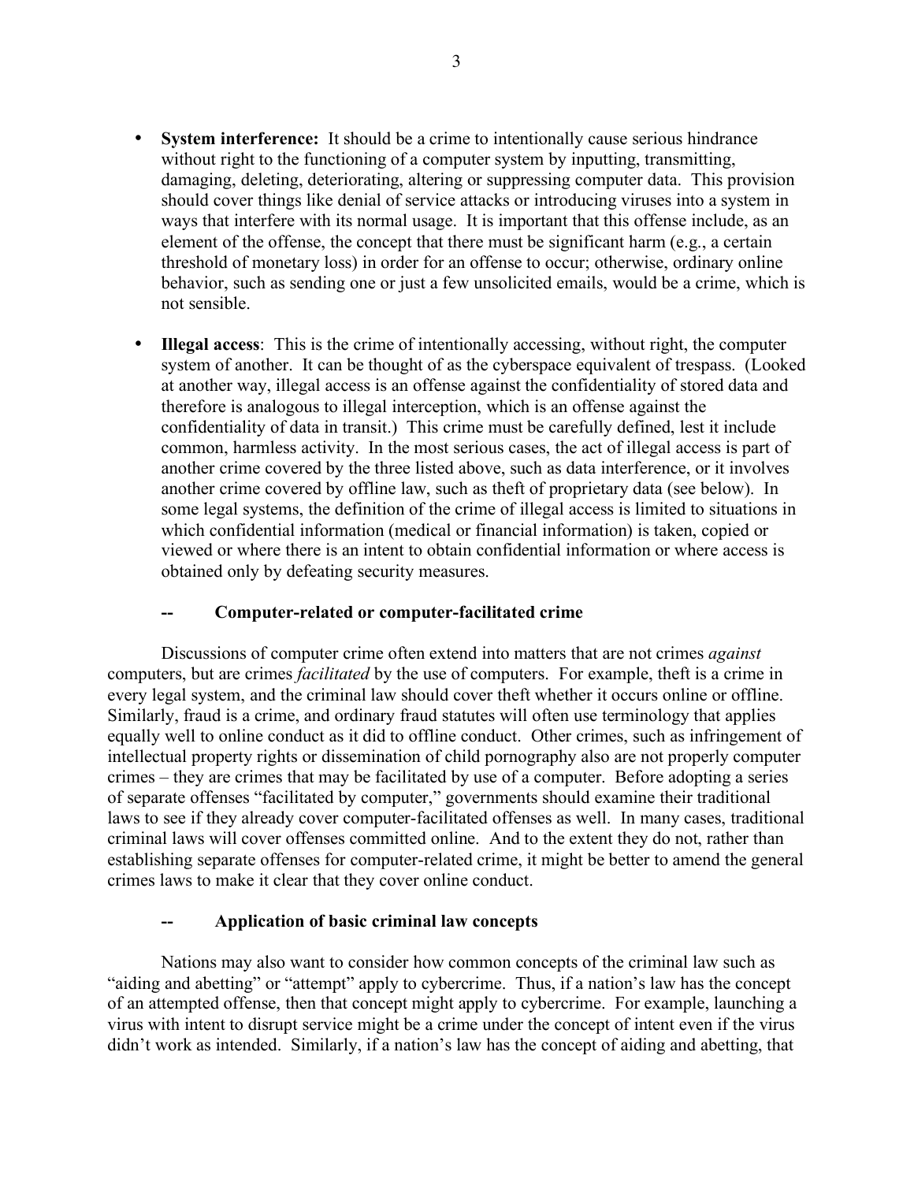- **System interference:** It should be a crime to intentionally cause serious hindrance without right to the functioning of a computer system by inputting, transmitting, damaging, deleting, deteriorating, altering or suppressing computer data. This provision should cover things like denial of service attacks or introducing viruses into a system in ways that interfere with its normal usage. It is important that this offense include, as an element of the offense, the concept that there must be significant harm (e.g., a certain threshold of monetary loss) in order for an offense to occur; otherwise, ordinary online behavior, such as sending one or just a few unsolicited emails, would be a crime, which is not sensible.

- **Illegal access**: This is the crime of intentionally accessing, without right, the computer system of another. It can be thought of as the cyberspace equivalent of trespass. (Looked at another way, illegal access is an offense against the confidentiality of stored data and therefore is analogous to illegal interception, which is an offense against the confidentiality of data in transit.) This crime must be carefully defined, lest it include common, harmless activity. In the most serious cases, the act of illegal access is part of another crime covered by the three listed above, such as data interference, or it involves another crime covered by offline law, such as theft of proprietary data (see below). In some legal systems, the definition of the crime of illegal access is limited to situations in which confidential information (medical or financial information) is taken, copied or viewed or where there is an intent to obtain confidential information or where access is obtained only by defeating security measures.

### -- Computer-related or computer-facilitated crime

Discussions of computer crime often extend into matters that are not crimes *against* computers, but are crimes *facilitated* by the use of computers. For example, theft is a crime in every legal system, and the criminal law should cover theft whether it occurs online or offline. Similarly, fraud is a crime, and ordinary fraud statutes will often use terminology that applies equally well to online conduct as it did to offline conduct. Other crimes, such as infringement of intellectual property rights or dissemination of child pornography also are not properly computer crimes – they are crimes that may be facilitated by use of a computer. Before adopting a series of separate offenses "facilitated by computer," governments should examine their traditional laws to see if they already cover computer-facilitated offenses as well. In many cases, traditional criminal laws will cover offenses committed online. And to the extent they do not, rather than establishing separate offenses for computer-related crime, it might be better to amend the general crimes laws to make it clear that they cover online conduct.

### -- Application of basic criminal law concepts

Nations may also want to consider how common concepts of the criminal law such as "aiding and abetting" or "attempt" apply to cybercrime. Thus, if a nation's law has the concept of an attempted offense, then that concept might apply to cybercrime. For example, launching a virus with intent to disrupt service might be a crime under the concept of intent even if the virus didn't work as intended. Similarly, if a nation's law has the concept of aiding and abetting, that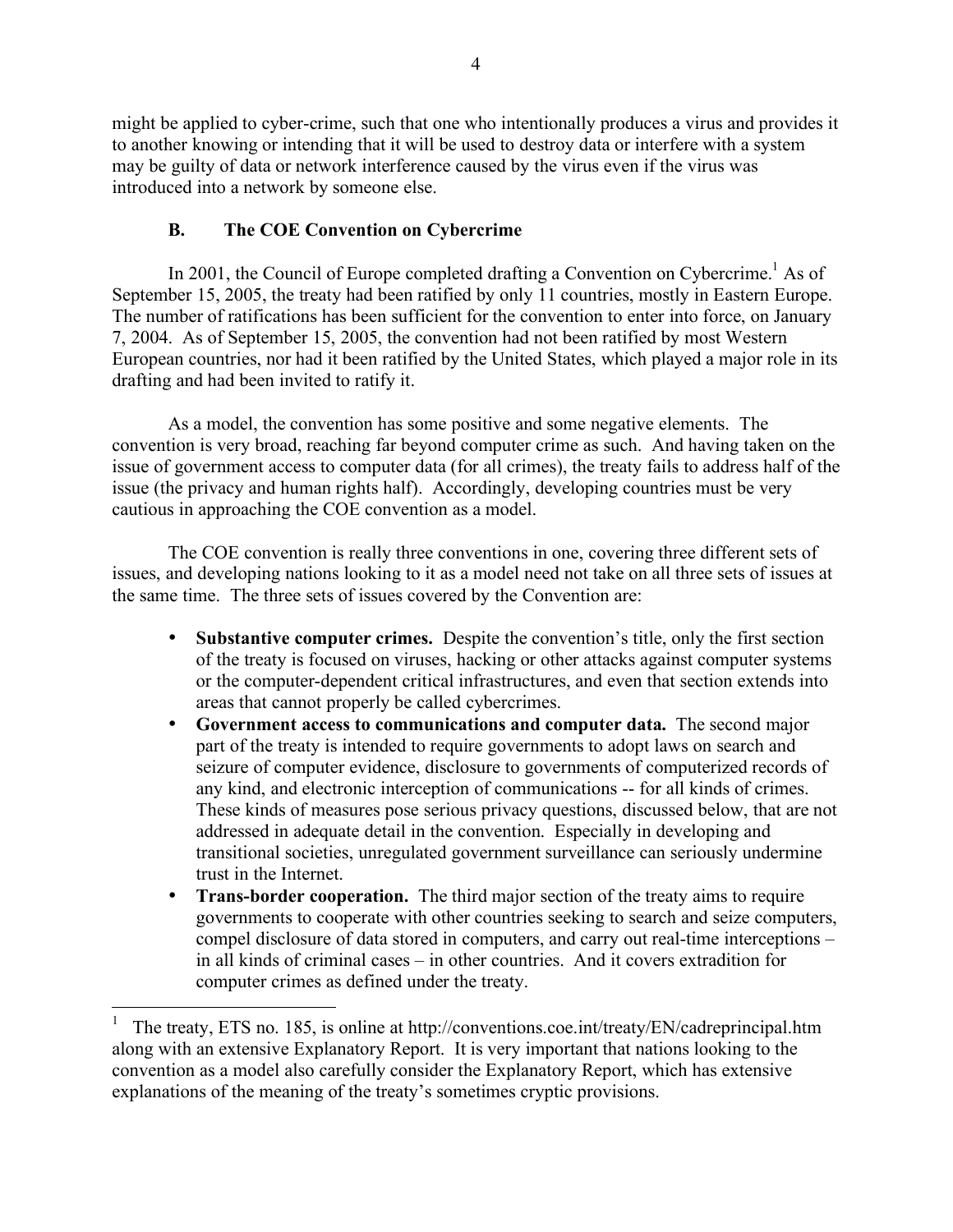might be applied to cyber-crime, such that one who intentionally produces a virus and provides it to another knowing or intending that it will be used to destroy data or interfere with a system may be guilty of data or network interference caused by the virus even if the virus was introduced into a network by someone else.

### B. The COE Convention on Cybercrime

In 2001, the Council of Europe completed drafting a Convention on Cybercrime.[1] As of September 15, 2005, the treaty had been ratified by only 11 countries, mostly in Eastern Europe. The number of ratifications has been sufficient for the convention to enter into force, on January 7, 2004. As of September 15, 2005, the convention had not been ratified by most Western European countries, nor had it been ratified by the United States, which played a major role in its drafting and had been invited to ratify it.

As a model, the convention has some positive and some negative elements. The convention is very broad, reaching far beyond computer crime as such. And having taken on the issue of government access to computer data (for all crimes), the treaty fails to address half of the issue (the privacy and human rights half). Accordingly, developing countries must be very cautious in approaching the COE convention as a model.

The COE convention is really three conventions in one, covering three different sets of issues, and developing nations looking to it as a model need not take on all three sets of issues at the same time. The three sets of issues covered by the Convention are:

- **Substantive computer crimes.** Despite the convention's title, only the first section of the treaty is focused on viruses, hacking or other attacks against computer systems or the computer-dependent critical infrastructures, and even that section extends into areas that cannot properly be called cybercrimes.
- **Government access to communications and computer data.** The second major part of the treaty is intended to require governments to adopt laws on search and seizure of computer evidence, disclosure to governments of computerized records of any kind, and electronic interception of communications -- for all kinds of crimes. These kinds of measures pose serious privacy questions, discussed below, that are not addressed in adequate detail in the convention. Especially in developing and transitional societies, unregulated government surveillance can seriously undermine trust in the Internet.
- **Trans-border cooperation.** The third major section of the treaty aims to require governments to cooperate with other countries seeking to search and seize computers, compel disclosure of data stored in computers, and carry out real-time interceptions – in all kinds of criminal cases – in other countries. And it covers extradition for computer crimes as defined under the treaty.

---

[1] The treaty, ETS no. 185, is online at http://conventions.coe.int/treaty/EN/cadreprincipal.htm along with an extensive Explanatory Report. It is very important that nations looking to the convention as a model also carefully consider the Explanatory Report, which has extensive explanations of the meaning of the treaty's sometimes cryptic provisions.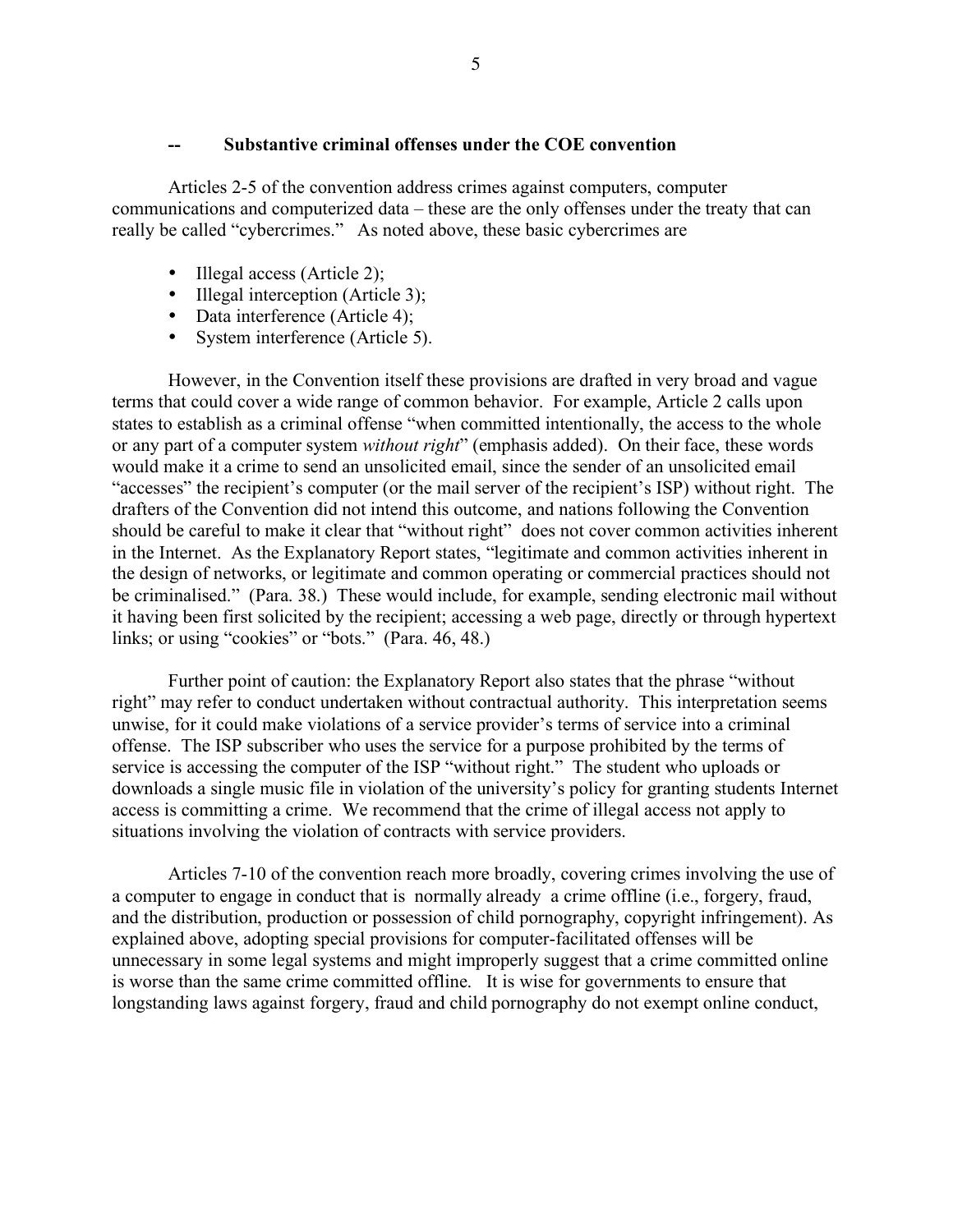### -- Substantive criminal offenses under the COE convention

Articles 2-5 of the convention address crimes against computers, computer communications and computerized data – these are the only offenses under the treaty that can really be called "cybercrimes." As noted above, these basic cybercrimes are

- Illegal access (Article 2);
- Illegal interception (Article 3);
- Data interference (Article 4);
- System interference (Article 5).

However, in the Convention itself these provisions are drafted in very broad and vague terms that could cover a wide range of common behavior. For example, Article 2 calls upon states to establish as a criminal offense "when committed intentionally, the access to the whole or any part of a computer system *without right*" (emphasis added). On their face, these words would make it a crime to send an unsolicited email, since the sender of an unsolicited email "accesses" the recipient's computer (or the mail server of the recipient's ISP) without right. The drafters of the Convention did not intend this outcome, and nations following the Convention should be careful to make it clear that "without right" does not cover common activities inherent in the Internet. As the Explanatory Report states, "legitimate and common activities inherent in the design of networks, or legitimate and common operating or commercial practices should not be criminalised." (Para. 38.) These would include, for example, sending electronic mail without it having been first solicited by the recipient; accessing a web page, directly or through hypertext links; or using "cookies" or "bots." (Para. 46, 48.)

Further point of caution: the Explanatory Report also states that the phrase "without right" may refer to conduct undertaken without contractual authority. This interpretation seems unwise, for it could make violations of a service provider's terms of service into a criminal offense. The ISP subscriber who uses the service for a purpose prohibited by the terms of service is accessing the computer of the ISP "without right." The student who uploads or downloads a single music file in violation of the university's policy for granting students Internet access is committing a crime. We recommend that the crime of illegal access not apply to situations involving the violation of contracts with service providers.

Articles 7-10 of the convention reach more broadly, covering crimes involving the use of a computer to engage in conduct that is normally already a crime offline (i.e., forgery, fraud, and the distribution, production or possession of child pornography, copyright infringement). As explained above, adopting special provisions for computer-facilitated offenses will be unnecessary in some legal systems and might improperly suggest that a crime committed online is worse than the same crime committed offline. It is wise for governments to ensure that longstanding laws against forgery, fraud and child pornography do not exempt online conduct,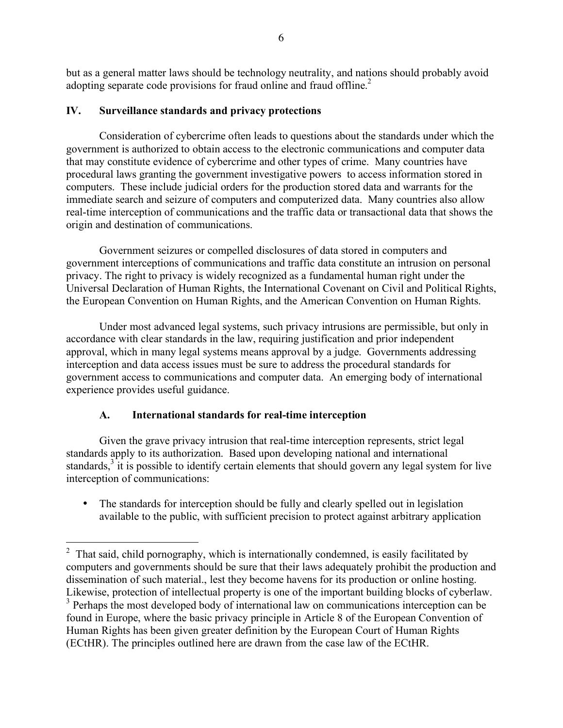but as a general matter laws should be technology neutrality, and nations should probably avoid adopting separate code provisions for fraud online and fraud offline.[2]

## IV. Surveillance standards and privacy protections

Consideration of cybercrime often leads to questions about the standards under which the government is authorized to obtain access to the electronic communications and computer data that may constitute evidence of cybercrime and other types of crime. Many countries have procedural laws granting the government investigative powers to access information stored in computers. These include judicial orders for the production stored data and warrants for the immediate search and seizure of computers and computerized data. Many countries also allow real-time interception of communications and the traffic data or transactional data that shows the origin and destination of communications.

Government seizures or compelled disclosures of data stored in computers and government interceptions of communications and traffic data constitute an intrusion on personal privacy. The right to privacy is widely recognized as a fundamental human right under the Universal Declaration of Human Rights, the International Covenant on Civil and Political Rights, the European Convention on Human Rights, and the American Convention on Human Rights.

Under most advanced legal systems, such privacy intrusions are permissible, but only in accordance with clear standards in the law, requiring justification and prior independent approval, which in many legal systems means approval by a judge. Governments addressing interception and data access issues must be sure to address the procedural standards for government access to communications and computer data. An emerging body of international experience provides useful guidance.

### A. International standards for real-time interception

Given the grave privacy intrusion that real-time interception represents, strict legal standards apply to its authorization. Based upon developing national and international standards,[3] it is possible to identify certain elements that should govern any legal system for live interception of communications:

- The standards for interception should be fully and clearly spelled out in legislation available to the public, with sufficient precision to protect against arbitrary application

---

[2] That said, child pornography, which is internationally condemned, is easily facilitated by computers and governments should be sure that their laws adequately prohibit the production and dissemination of such material., lest they become havens for its production or online hosting. Likewise, protection of intellectual property is one of the important building blocks of cyberlaw.

[3] Perhaps the most developed body of international law on communications interception can be found in Europe, where the basic privacy principle in Article 8 of the European Convention of Human Rights has been given greater definition by the European Court of Human Rights (ECtHR). The principles outlined here are drawn from the case law of the ECtHR.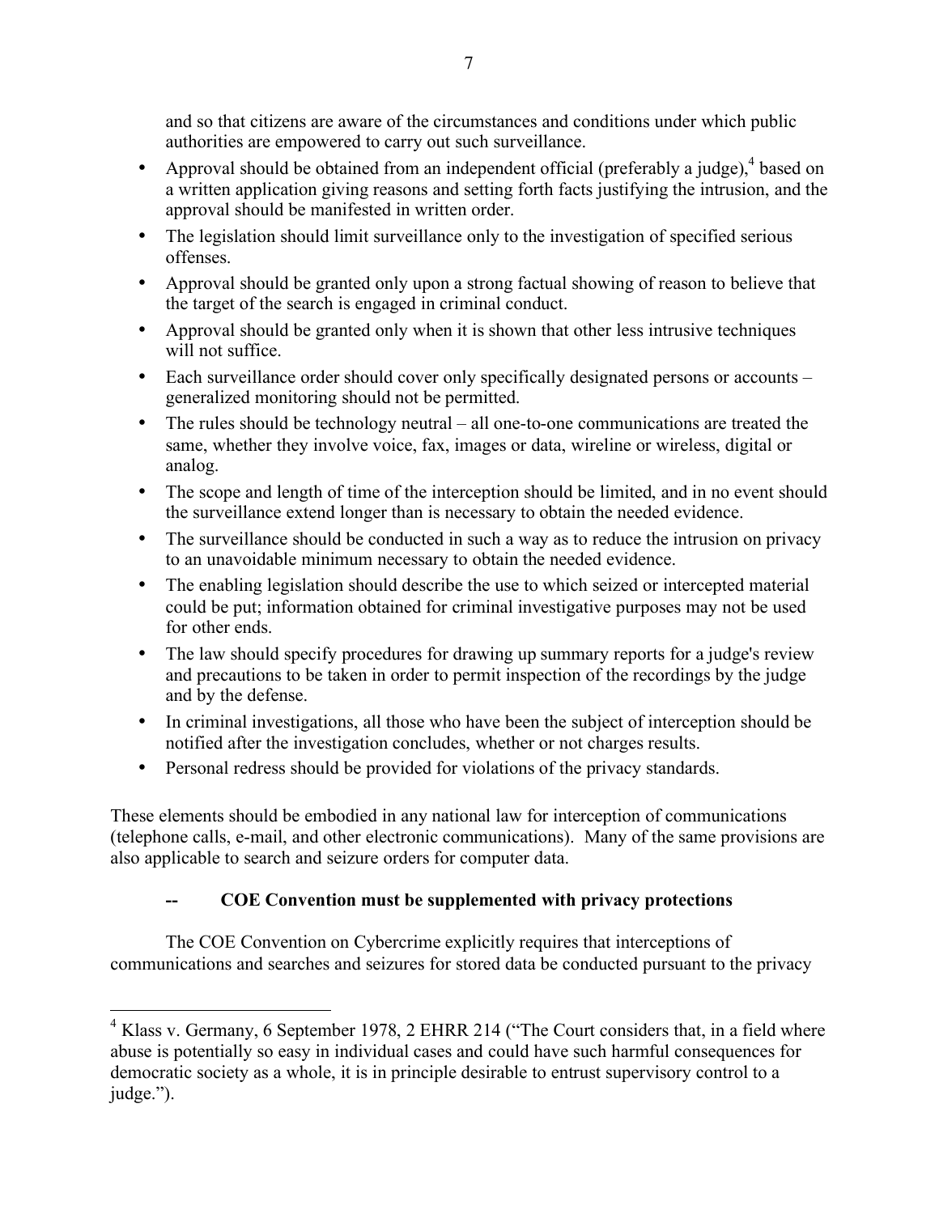and so that citizens are aware of the circumstances and conditions under which public authorities are empowered to carry out such surveillance.

- Approval should be obtained from an independent official (preferably a judge),[4] based on a written application giving reasons and setting forth facts justifying the intrusion, and the approval should be manifested in written order.
- The legislation should limit surveillance only to the investigation of specified serious offenses.
- Approval should be granted only upon a strong factual showing of reason to believe that the target of the search is engaged in criminal conduct.
- Approval should be granted only when it is shown that other less intrusive techniques will not suffice.
- Each surveillance order should cover only specifically designated persons or accounts – generalized monitoring should not be permitted.
- The rules should be technology neutral – all one-to-one communications are treated the same, whether they involve voice, fax, images or data, wireline or wireless, digital or analog.
- The scope and length of time of the interception should be limited, and in no event should the surveillance extend longer than is necessary to obtain the needed evidence.
- The surveillance should be conducted in such a way as to reduce the intrusion on privacy to an unavoidable minimum necessary to obtain the needed evidence.
- The enabling legislation should describe the use to which seized or intercepted material could be put; information obtained for criminal investigative purposes may not be used for other ends.
- The law should specify procedures for drawing up summary reports for a judge's review and precautions to be taken in order to permit inspection of the recordings by the judge and by the defense.
- In criminal investigations, all those who have been the subject of interception should be notified after the investigation concludes, whether or not charges results.
- Personal redress should be provided for violations of the privacy standards.

These elements should be embodied in any national law for interception of communications (telephone calls, e-mail, and other electronic communications). Many of the same provisions are also applicable to search and seizure orders for computer data.

### -- COE Convention must be supplemented with privacy protections

The COE Convention on Cybercrime explicitly requires that interceptions of communications and searches and seizures for stored data be conducted pursuant to the privacy

---

[4] Klass v. Germany, 6 September 1978, 2 EHRR 214 ("The Court considers that, in a field where abuse is potentially so easy in individual cases and could have such harmful consequences for democratic society as a whole, it is in principle desirable to entrust supervisory control to a judge.").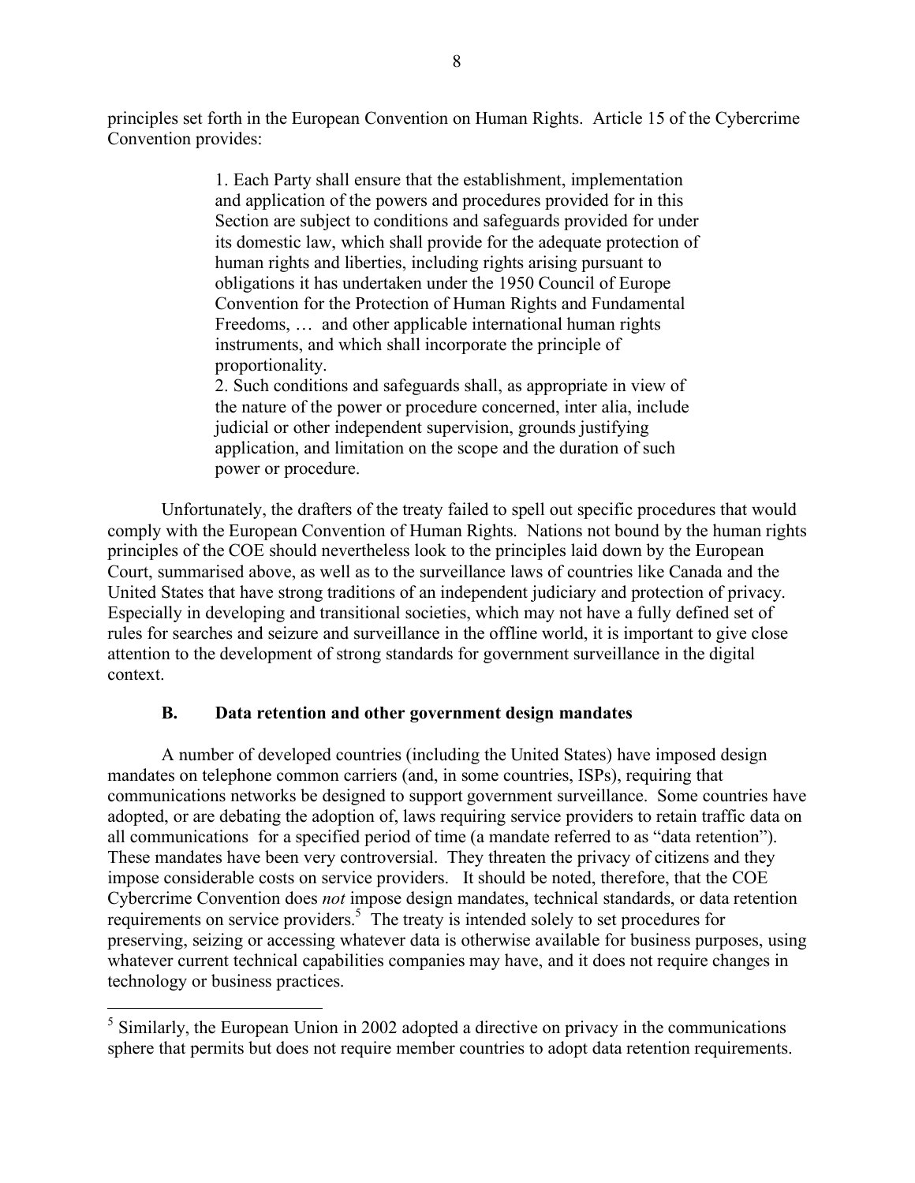principles set forth in the European Convention on Human Rights. Article 15 of the Cybercrime Convention provides:

> 1. Each Party shall ensure that the establishment, implementation and application of the powers and procedures provided for in this Section are subject to conditions and safeguards provided for under its domestic law, which shall provide for the adequate protection of human rights and liberties, including rights arising pursuant to obligations it has undertaken under the 1950 Council of Europe Convention for the Protection of Human Rights and Fundamental Freedoms, … and other applicable international human rights instruments, and which shall incorporate the principle of proportionality.
> 2. Such conditions and safeguards shall, as appropriate in view of the nature of the power or procedure concerned, inter alia, include judicial or other independent supervision, grounds justifying application, and limitation on the scope and the duration of such power or procedure.

Unfortunately, the drafters of the treaty failed to spell out specific procedures that would comply with the European Convention of Human Rights. Nations not bound by the human rights principles of the COE should nevertheless look to the principles laid down by the European Court, summarised above, as well as to the surveillance laws of countries like Canada and the United States that have strong traditions of an independent judiciary and protection of privacy. Especially in developing and transitional societies, which may not have a fully defined set of rules for searches and seizure and surveillance in the offline world, it is important to give close attention to the development of strong standards for government surveillance in the digital context.

### B. Data retention and other government design mandates

A number of developed countries (including the United States) have imposed design mandates on telephone common carriers (and, in some countries, ISPs), requiring that communications networks be designed to support government surveillance. Some countries have adopted, or are debating the adoption of, laws requiring service providers to retain traffic data on all communications for a specified period of time (a mandate referred to as "data retention"). These mandates have been very controversial. They threaten the privacy of citizens and they impose considerable costs on service providers. It should be noted, therefore, that the COE Cybercrime Convention does *not* impose design mandates, technical standards, or data retention requirements on service providers.[5] The treaty is intended solely to set procedures for preserving, seizing or accessing whatever data is otherwise available for business purposes, using whatever current technical capabilities companies may have, and it does not require changes in technology or business practices.

---

[5] Similarly, the European Union in 2002 adopted a directive on privacy in the communications sphere that permits but does not require member countries to adopt data retention requirements.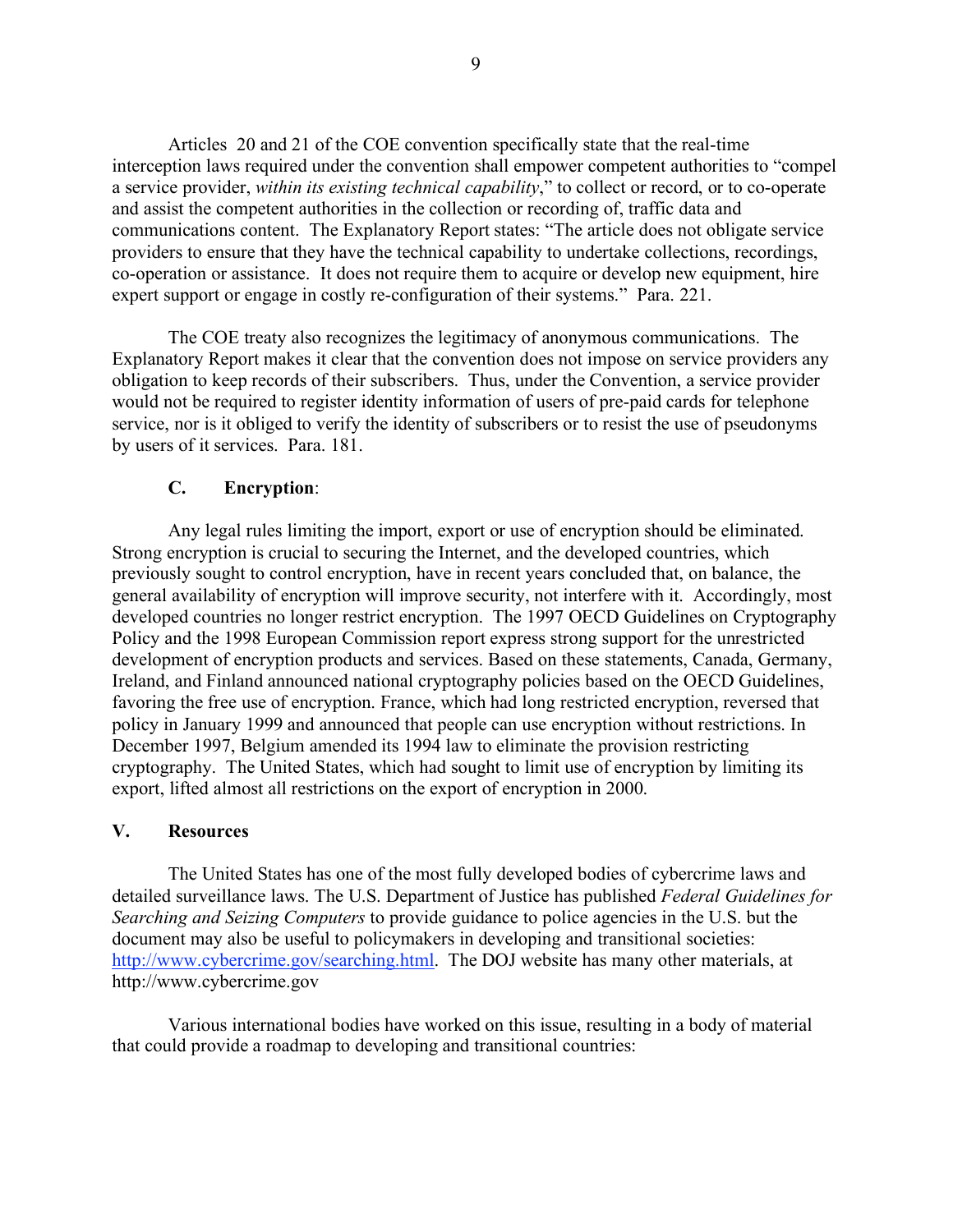Articles 20 and 21 of the COE convention specifically state that the real-time interception laws required under the convention shall empower competent authorities to "compel a service provider, *within its existing technical capability*," to collect or record, or to co-operate and assist the competent authorities in the collection or recording of, traffic data and communications content. The Explanatory Report states: "The article does not obligate service providers to ensure that they have the technical capability to undertake collections, recordings, co-operation or assistance. It does not require them to acquire or develop new equipment, hire expert support or engage in costly re-configuration of their systems." Para. 221.

The COE treaty also recognizes the legitimacy of anonymous communications. The Explanatory Report makes it clear that the convention does not impose on service providers any obligation to keep records of their subscribers. Thus, under the Convention, a service provider would not be required to register identity information of users of pre-paid cards for telephone service, nor is it obliged to verify the identity of subscribers or to resist the use of pseudonyms by users of it services. Para. 181.

### C. **Encryption**:

Any legal rules limiting the import, export or use of encryption should be eliminated. Strong encryption is crucial to securing the Internet, and the developed countries, which previously sought to control encryption, have in recent years concluded that, on balance, the general availability of encryption will improve security, not interfere with it. Accordingly, most developed countries no longer restrict encryption. The 1997 OECD Guidelines on Cryptography Policy and the 1998 European Commission report express strong support for the unrestricted development of encryption products and services. Based on these statements, Canada, Germany, Ireland, and Finland announced national cryptography policies based on the OECD Guidelines, favoring the free use of encryption. France, which had long restricted encryption, reversed that policy in January 1999 and announced that people can use encryption without restrictions. In December 1997, Belgium amended its 1994 law to eliminate the provision restricting cryptography. The United States, which had sought to limit use of encryption by limiting its export, lifted almost all restrictions on the export of encryption in 2000.

## V. Resources

The United States has one of the most fully developed bodies of cybercrime laws and detailed surveillance laws. The U.S. Department of Justice has published *Federal Guidelines for Searching and Seizing Computers* to provide guidance to police agencies in the U.S. but the document may also be useful to policymakers in developing and transitional societies: http://www.cybercrime.gov/searching.html. The DOJ website has many other materials, at http://www.cybercrime.gov

Various international bodies have worked on this issue, resulting in a body of material that could provide a roadmap to developing and transitional countries: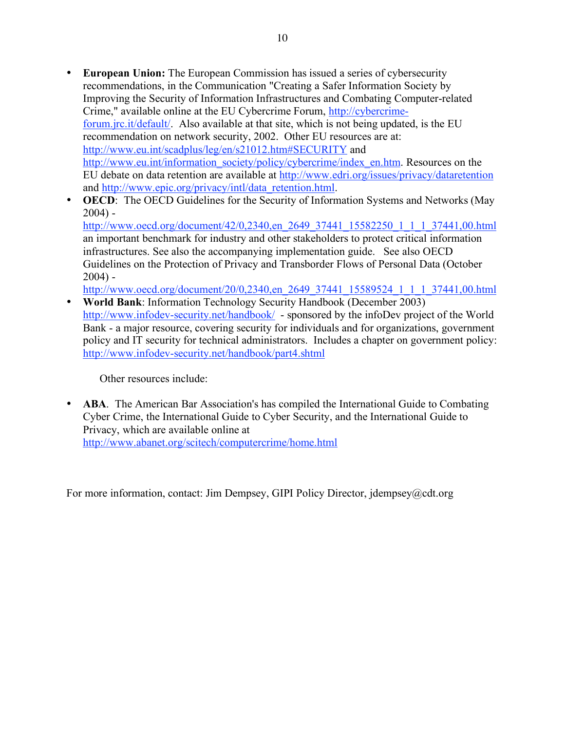- **European Union:** The European Commission has issued a series of cybersecurity recommendations, in the Communication "Creating a Safer Information Society by Improving the Security of Information Infrastructures and Combating Computer-related Crime," available online at the EU Cybercrime Forum, http://cybercrime-forum.jrc.it/default/. Also available at that site, which is not being updated, is the EU recommendation on network security, 2002. Other EU resources are at: http://www.eu.int/scadplus/leg/en/s21012.htm#SECURITY and http://www.eu.int/information_society/policy/cybercrime/index_en.htm. Resources on the EU debate on data retention are available at http://www.edri.org/issues/privacy/dataretention and http://www.epic.org/privacy/intl/data_retention.html.
- **OECD**: The OECD Guidelines for the Security of Information Systems and Networks (May 2004) - http://www.oecd.org/document/42/0,2340,en_2649_37441_15582250_1_1_1_37441,00.html an important benchmark for industry and other stakeholders to protect critical information infrastructures. See also the accompanying implementation guide. See also OECD Guidelines on the Protection of Privacy and Transborder Flows of Personal Data (October 2004) - http://www.oecd.org/document/20/0,2340,en_2649_37441_15589524_1_1_1_37441,00.html
- **World Bank**: Information Technology Security Handbook (December 2003) http://www.infodev-security.net/handbook/ - sponsored by the infoDev project of the World Bank - a major resource, covering security for individuals and for organizations, government policy and IT security for technical administrators. Includes a chapter on government policy: http://www.infodev-security.net/handbook/part4.shtml

Other resources include:

- **ABA**. The American Bar Association's has compiled the International Guide to Combating Cyber Crime, the International Guide to Cyber Security, and the International Guide to Privacy, which are available online at http://www.abanet.org/scitech/computercrime/home.html

For more information, contact: Jim Dempsey, GIPI Policy Director, jdempsey@cdt.org